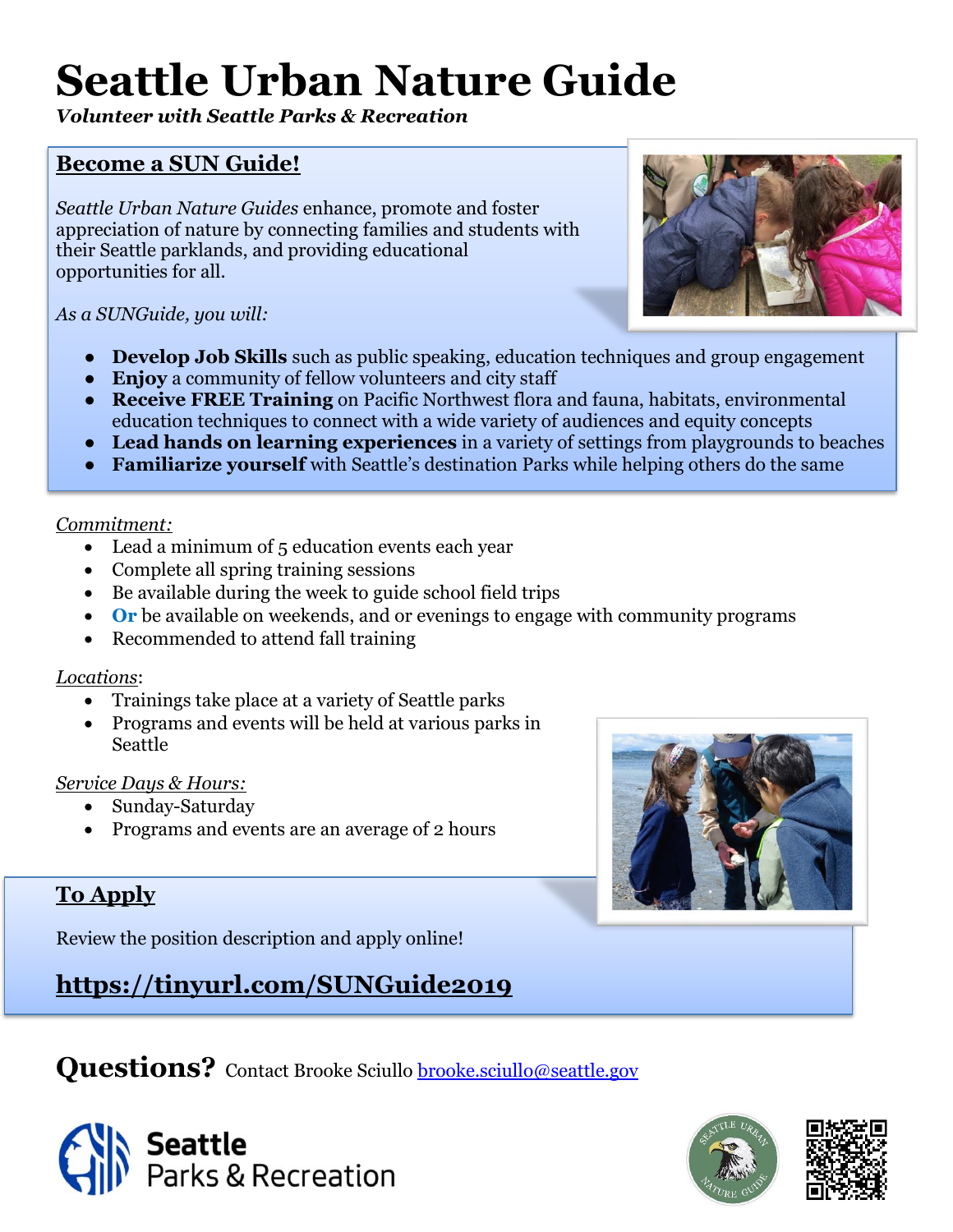# Seattle Urban Nature Guide

***Volunteer with Seattle Parks & Recreation***

## Become a SUN Guide!

*Seattle Urban Nature Guides* enhance, promote and foster appreciation of nature by connecting families and students with their Seattle parklands, and providing educational opportunities for all.

*As a SUNGuide, you will:*

- **Develop Job Skills** such as public speaking, education techniques and group engagement
- **Enjoy** a community of fellow volunteers and city staff
- **Receive FREE Training** on Pacific Northwest flora and fauna, habitats, environmental education techniques to connect with a wide variety of audiences and equity concepts
- **Lead hands on learning experiences** in a variety of settings from playgrounds to beaches
- **Familiarize yourself** with Seattle's destination Parks while helping others do the same

*Commitment:*

- Lead a minimum of 5 education events each year
- Complete all spring training sessions
- Be available during the week to guide school field trips
- **Or** be available on weekends, and or evenings to engage with community programs
- Recommended to attend fall training

*Locations*:

- Trainings take place at a variety of Seattle parks
- Programs and events will be held at various parks in Seattle

*Service Days & Hours:*

- Sunday-Saturday
- Programs and events are an average of 2 hours

## To Apply

Review the position description and apply online!

**https://tinyurl.com/SUNGuide2019**

**Questions?** Contact Brooke Sciullo brooke.sciullo@seattle.gov

Seattle Parks & Recreation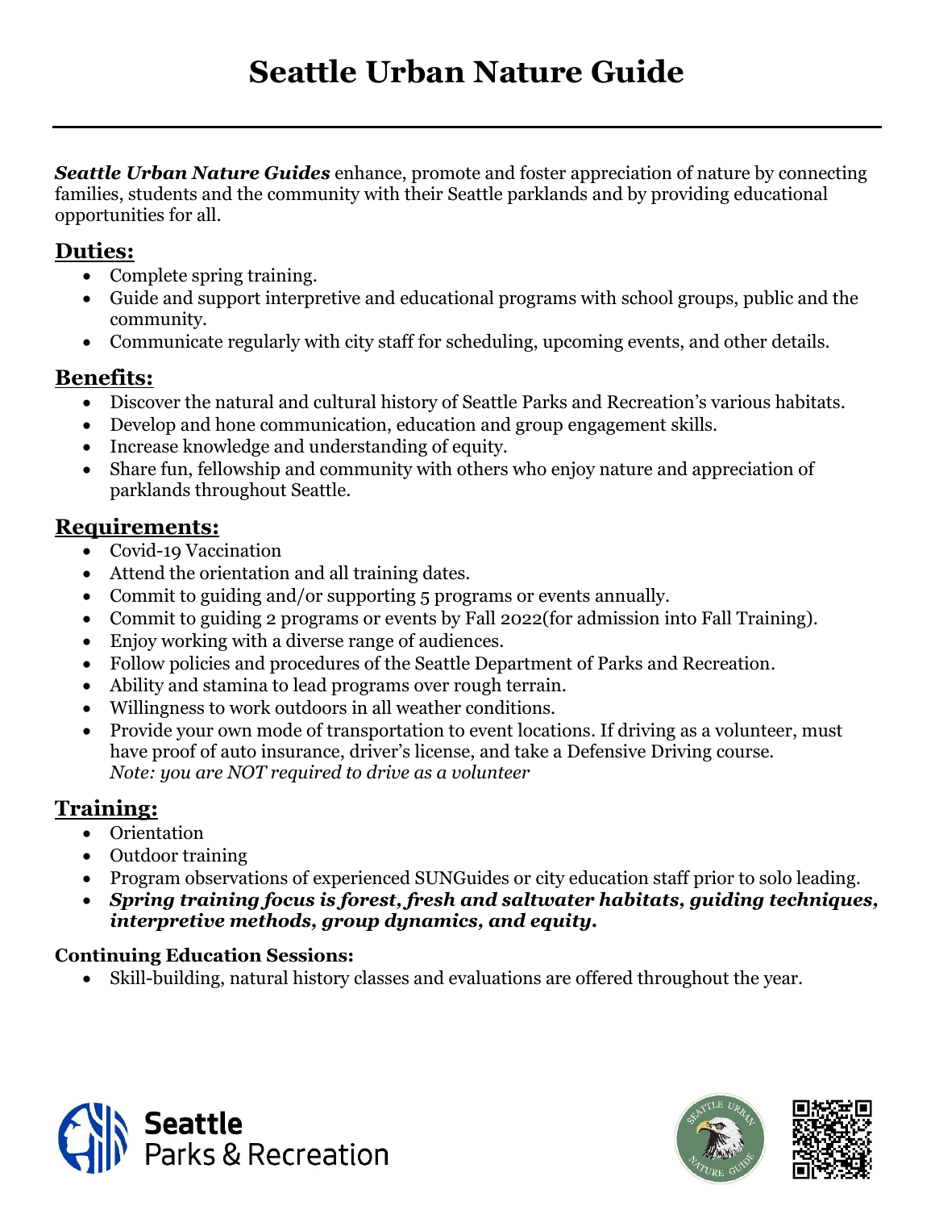# Seattle Urban Nature Guide

***Seattle Urban Nature Guides*** enhance, promote and foster appreciation of nature by connecting families, students and the community with their Seattle parklands and by providing educational opportunities for all.

## Duties:

- Complete spring training.
- Guide and support interpretive and educational programs with school groups, public and the community.
- Communicate regularly with city staff for scheduling, upcoming events, and other details.

## Benefits:

- Discover the natural and cultural history of Seattle Parks and Recreation's various habitats.
- Develop and hone communication, education and group engagement skills.
- Increase knowledge and understanding of equity.
- Share fun, fellowship and community with others who enjoy nature and appreciation of parklands throughout Seattle.

## Requirements:

- Covid-19 Vaccination
- Attend the orientation and all training dates.
- Commit to guiding and/or supporting 5 programs or events annually.
- Commit to guiding 2 programs or events by Fall 2022(for admission into Fall Training).
- Enjoy working with a diverse range of audiences.
- Follow policies and procedures of the Seattle Department of Parks and Recreation.
- Ability and stamina to lead programs over rough terrain.
- Willingness to work outdoors in all weather conditions.
- Provide your own mode of transportation to event locations. If driving as a volunteer, must have proof of auto insurance, driver's license, and take a Defensive Driving course.
  *Note: you are NOT required to drive as a volunteer*

## Training:

- Orientation
- Outdoor training
- Program observations of experienced SUNGuides or city education staff prior to solo leading.
- ***Spring training focus is forest, fresh and saltwater habitats, guiding techniques, interpretive methods, group dynamics, and equity.***

**Continuing Education Sessions:**

- Skill-building, natural history classes and evaluations are offered throughout the year.

Seattle Parks & Recreation